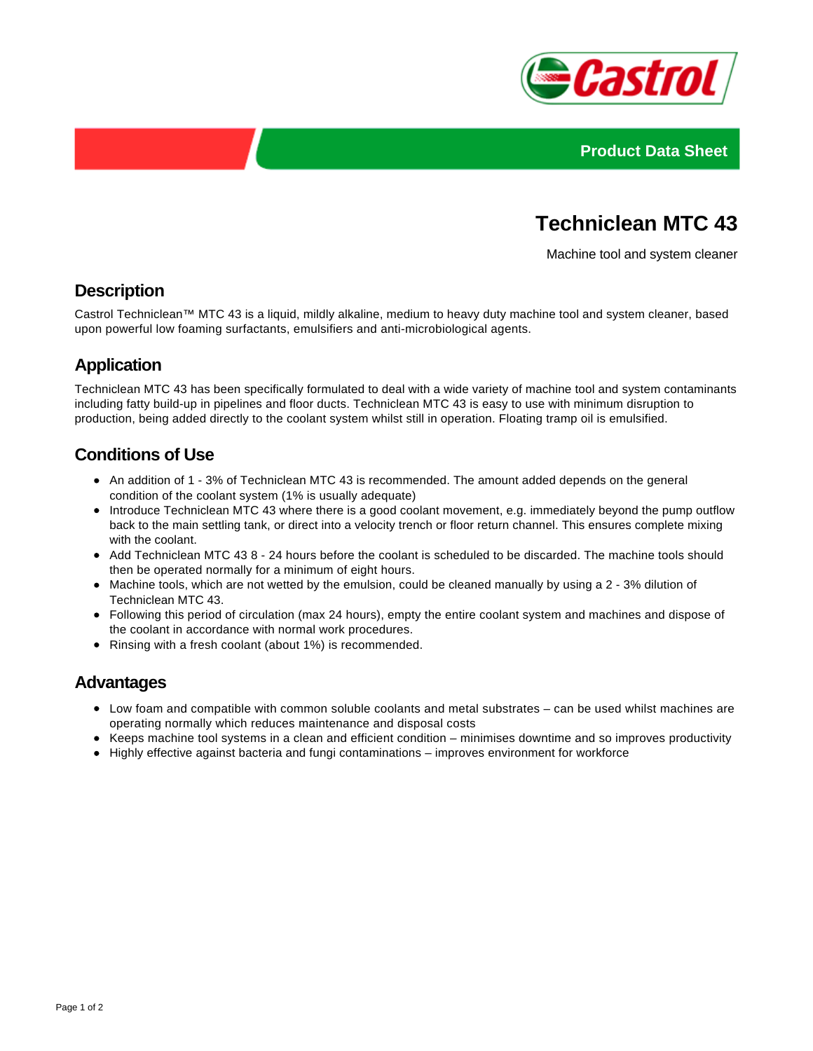Product Data Sheet

# Techniclean MTC 43

Machine tool and system cleaner

## Description

Castrol Techniclean™ MTC 43 is a liquid, mildly alkaline, medium to heavy duty machine tool and system cleaner, based upon powerful low foaming surfactants, emulsifiers and anti-microbiological agents.

## Application

Techniclean MTC 43 has been specifically formulated to deal with a wide variety of machine tool and system contaminants including fatty build-up in pipelines and floor ducts. Techniclean MTC 43 is easy to use with minimum disruption to production, being added directly to the coolant system whilst still in operation. Floating tramp oil is emulsified.

## Conditions of Use

- An addition of 1 - 3% of Techniclean MTC 43 is recommended. The amount added depends on the general condition of the coolant system (1% is usually adequate)
- Introduce Techniclean MTC 43 where there is a good coolant movement, e.g. immediately beyond the pump outflow back to the main settling tank, or direct into a velocity trench or floor return channel. This ensures complete mixing with the coolant.
- Add Techniclean MTC 43 8 - 24 hours before the coolant is scheduled to be discarded. The machine tools should then be operated normally for a minimum of eight hours.
- Machine tools, which are not wetted by the emulsion, could be cleaned manually by using a 2 - 3% dilution of Techniclean MTC 43.
- Following this period of circulation (max 24 hours), empty the entire coolant system and machines and dispose of the coolant in accordance with normal work procedures.
- Rinsing with a fresh coolant (about 1%) is recommended.

## Advantages

- Low foam and compatible with common soluble coolants and metal substrates – can be used whilst machines are operating normally which reduces maintenance and disposal costs
- Keeps machine tool systems in a clean and efficient condition – minimises downtime and so improves productivity
- Highly effective against bacteria and fungi contaminations – improves environment for workforce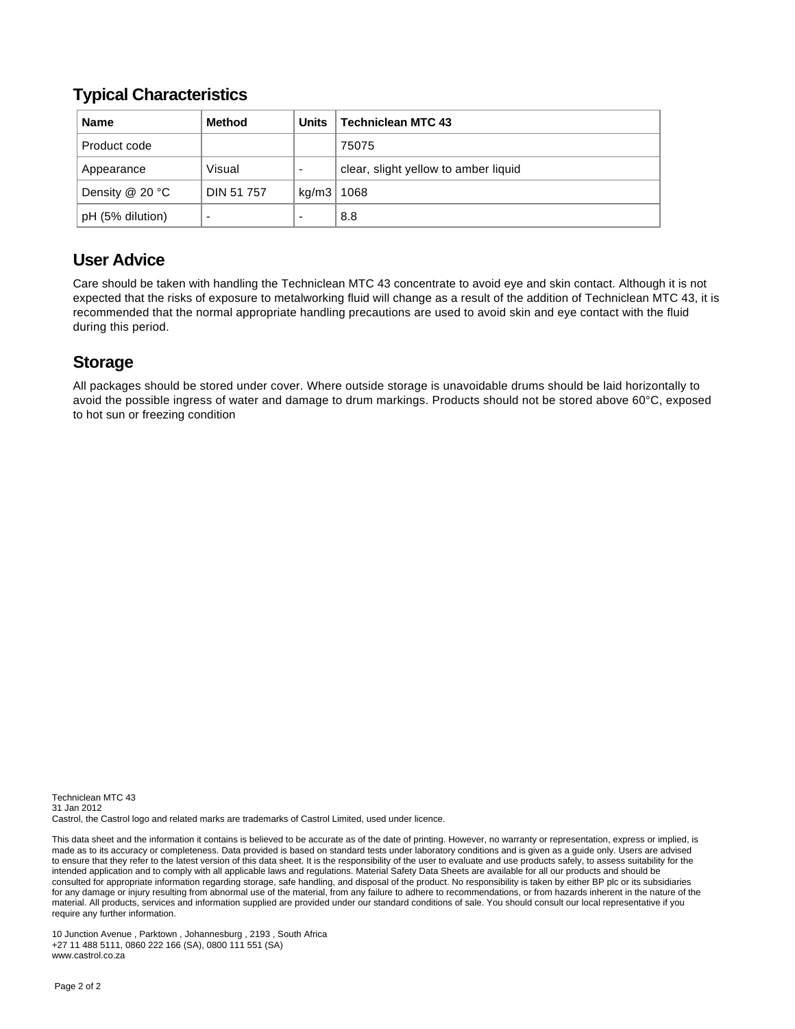## Typical Characteristics

| Name | Method | Units | Techniclean MTC 43 |
|---|---|---|---|
| Product code | | | 75075 |
| Appearance | Visual | - | clear, slight yellow to amber liquid |
| Density @ 20 °C | DIN 51 757 | kg/m3 | 1068 |
| pH (5% dilution) | - | - | 8.8 |

## User Advice

Care should be taken with handling the Techniclean MTC 43 concentrate to avoid eye and skin contact. Although it is not expected that the risks of exposure to metalworking fluid will change as a result of the addition of Techniclean MTC 43, it is recommended that the normal appropriate handling precautions are used to avoid skin and eye contact with the fluid during this period.

## Storage

All packages should be stored under cover. Where outside storage is unavoidable drums should be laid horizontally to avoid the possible ingress of water and damage to drum markings. Products should not be stored above 60°C, exposed to hot sun or freezing condition

Techniclean MTC 43
31 Jan 2012
Castrol, the Castrol logo and related marks are trademarks of Castrol Limited, used under licence.

This data sheet and the information it contains is believed to be accurate as of the date of printing. However, no warranty or representation, express or implied, is made as to its accuracy or completeness. Data provided is based on standard tests under laboratory conditions and is given as a guide only. Users are advised to ensure that they refer to the latest version of this data sheet. It is the responsibility of the user to evaluate and use products safely, to assess suitability for the intended application and to comply with all applicable laws and regulations. Material Safety Data Sheets are available for all our products and should be consulted for appropriate information regarding storage, safe handling, and disposal of the product. No responsibility is taken by either BP plc or its subsidiaries for any damage or injury resulting from abnormal use of the material, from any failure to adhere to recommendations, or from hazards inherent in the nature of the material. All products, services and information supplied are provided under our standard conditions of sale. You should consult our local representative if you require any further information.

10 Junction Avenue , Parktown , Johannesburg , 2193 , South Africa
+27 11 488 5111, 0860 222 166 (SA), 0800 111 551 (SA)
www.castrol.co.za